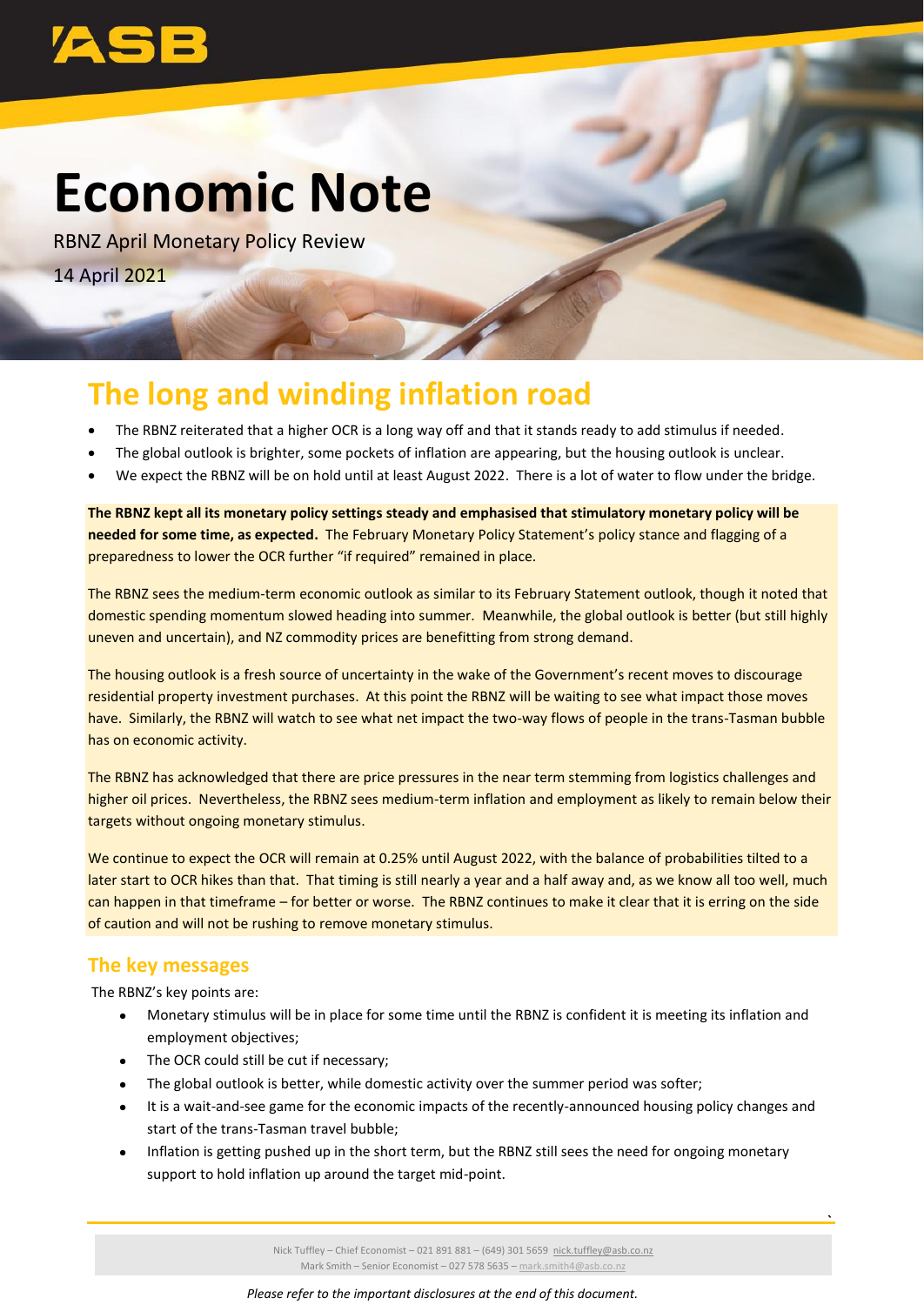# Economic Note

RBNZ April Monetary Policy Review

14 April 2021

## The long and winding inflation road

- The RBNZ reiterated that a higher OCR is a long way off and that it stands ready to add stimulus if needed.
- The global outlook is brighter, some pockets of inflation are appearing, but the housing outlook is unclear.
- We expect the RBNZ will be on hold until at least August 2022. There is a lot of water to flow under the bridge.

**The RBNZ kept all its monetary policy settings steady and emphasised that stimulatory monetary policy will be needed for some time, as expected.** The February Monetary Policy Statement's policy stance and flagging of a preparedness to lower the OCR further "if required" remained in place.

The RBNZ sees the medium-term economic outlook as similar to its February Statement outlook, though it noted that domestic spending momentum slowed heading into summer. Meanwhile, the global outlook is better (but still highly uneven and uncertain), and NZ commodity prices are benefitting from strong demand.

The housing outlook is a fresh source of uncertainty in the wake of the Government's recent moves to discourage residential property investment purchases. At this point the RBNZ will be waiting to see what impact those moves have. Similarly, the RBNZ will watch to see what net impact the two-way flows of people in the trans-Tasman bubble has on economic activity.

The RBNZ has acknowledged that there are price pressures in the near term stemming from logistics challenges and higher oil prices. Nevertheless, the RBNZ sees medium-term inflation and employment as likely to remain below their targets without ongoing monetary stimulus.

We continue to expect the OCR will remain at 0.25% until August 2022, with the balance of probabilities tilted to a later start to OCR hikes than that. That timing is still nearly a year and a half away and, as we know all too well, much can happen in that timeframe – for better or worse. The RBNZ continues to make it clear that it is erring on the side of caution and will not be rushing to remove monetary stimulus.

### The key messages

The RBNZ's key points are:

- Monetary stimulus will be in place for some time until the RBNZ is confident it is meeting its inflation and employment objectives;
- The OCR could still be cut if necessary;
- The global outlook is better, while domestic activity over the summer period was softer;
- It is a wait-and-see game for the economic impacts of the recently-announced housing policy changes and start of the trans-Tasman travel bubble;
- Inflation is getting pushed up in the short term, but the RBNZ still sees the need for ongoing monetary support to hold inflation up around the target mid-point.

Nick Tuffley – Chief Economist – 021 891 881 – (649) 301 5659 nick.tuffley@asb.co.nz
Mark Smith – Senior Economist – 027 578 5635 – mark.smith4@asb.co.nz

*Please refer to the important disclosures at the end of this document.*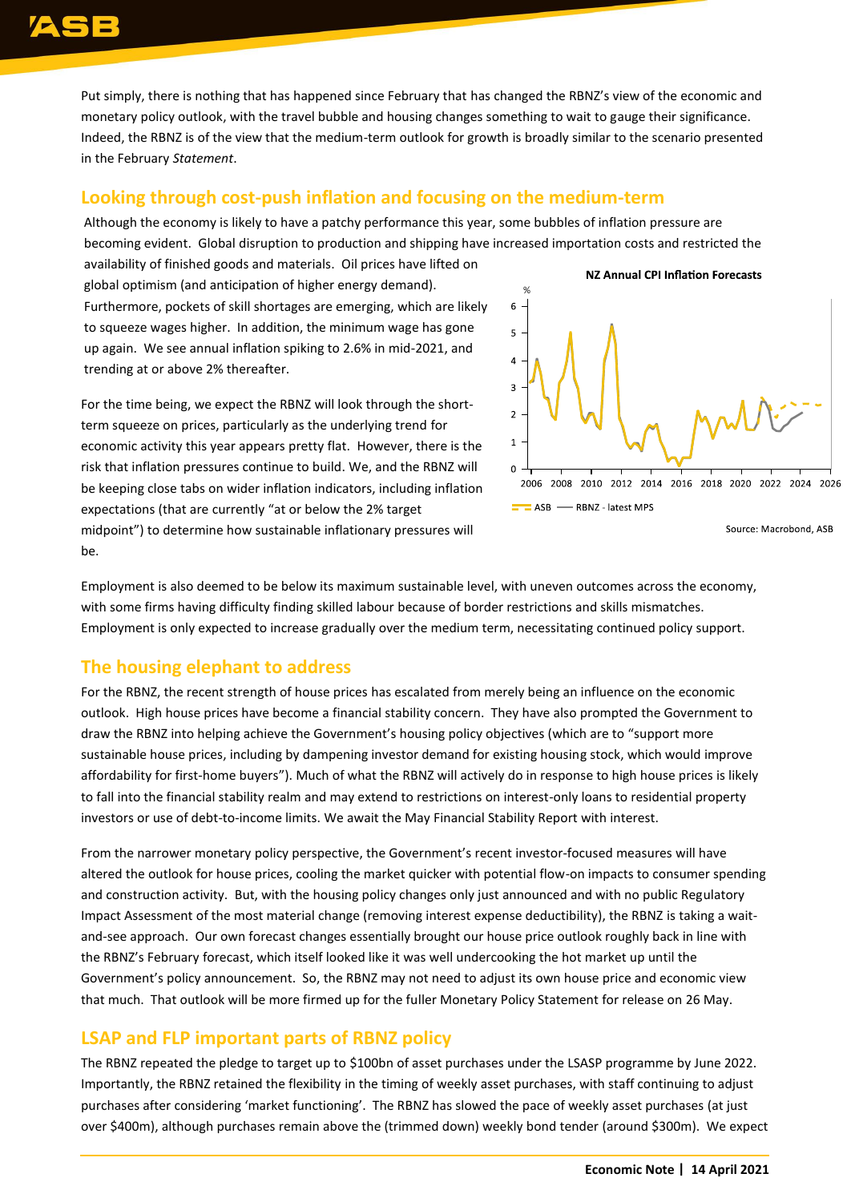Put simply, there is nothing that has happened since February that has changed the RBNZ's view of the economic and monetary policy outlook, with the travel bubble and housing changes something to wait to gauge their significance. Indeed, the RBNZ is of the view that the medium-term outlook for growth is broadly similar to the scenario presented in the February *Statement*.

## Looking through cost-push inflation and focusing on the medium-term

Although the economy is likely to have a patchy performance this year, some bubbles of inflation pressure are becoming evident. Global disruption to production and shipping have increased importation costs and restricted the availability of finished goods and materials. Oil prices have lifted on global optimism (and anticipation of higher energy demand). Furthermore, pockets of skill shortages are emerging, which are likely to squeeze wages higher. In addition, the minimum wage has gone up again. We see annual inflation spiking to 2.6% in mid-2021, and trending at or above 2% thereafter.

For the time being, we expect the RBNZ will look through the short-term squeeze on prices, particularly as the underlying trend for economic activity this year appears pretty flat. However, there is the risk that inflation pressures continue to build. We, and the RBNZ will be keeping close tabs on wider inflation indicators, including inflation expectations (that are currently "at or below the 2% target midpoint") to determine how sustainable inflationary pressures will be.

**NZ Annual CPI Inflation Forecasts**

Source: Macrobond, ASB

Employment is also deemed to be below its maximum sustainable level, with uneven outcomes across the economy, with some firms having difficulty finding skilled labour because of border restrictions and skills mismatches. Employment is only expected to increase gradually over the medium term, necessitating continued policy support.

## The housing elephant to address

For the RBNZ, the recent strength of house prices has escalated from merely being an influence on the economic outlook. High house prices have become a financial stability concern. They have also prompted the Government to draw the RBNZ into helping achieve the Government's housing policy objectives (which are to "support more sustainable house prices, including by dampening investor demand for existing housing stock, which would improve affordability for first-home buyers"). Much of what the RBNZ will actively do in response to high house prices is likely to fall into the financial stability realm and may extend to restrictions on interest-only loans to residential property investors or use of debt-to-income limits. We await the May Financial Stability Report with interest.

From the narrower monetary policy perspective, the Government's recent investor-focused measures will have altered the outlook for house prices, cooling the market quicker with potential flow-on impacts to consumer spending and construction activity. But, with the housing policy changes only just announced and with no public Regulatory Impact Assessment of the most material change (removing interest expense deductibility), the RBNZ is taking a wait-and-see approach. Our own forecast changes essentially brought our house price outlook roughly back in line with the RBNZ's February forecast, which itself looked like it was well undercooking the hot market up until the Government's policy announcement. So, the RBNZ may not need to adjust its own house price and economic view that much. That outlook will be more firmed up for the fuller Monetary Policy Statement for release on 26 May.

## LSAP and FLP important parts of RBNZ policy

The RBNZ repeated the pledge to target up to $100bn of asset purchases under the LSASP programme by June 2022. Importantly, the RBNZ retained the flexibility in the timing of weekly asset purchases, with staff continuing to adjust purchases after considering 'market functioning'. The RBNZ has slowed the pace of weekly asset purchases (at just over $400m), although purchases remain above the (trimmed down) weekly bond tender (around $300m). We expect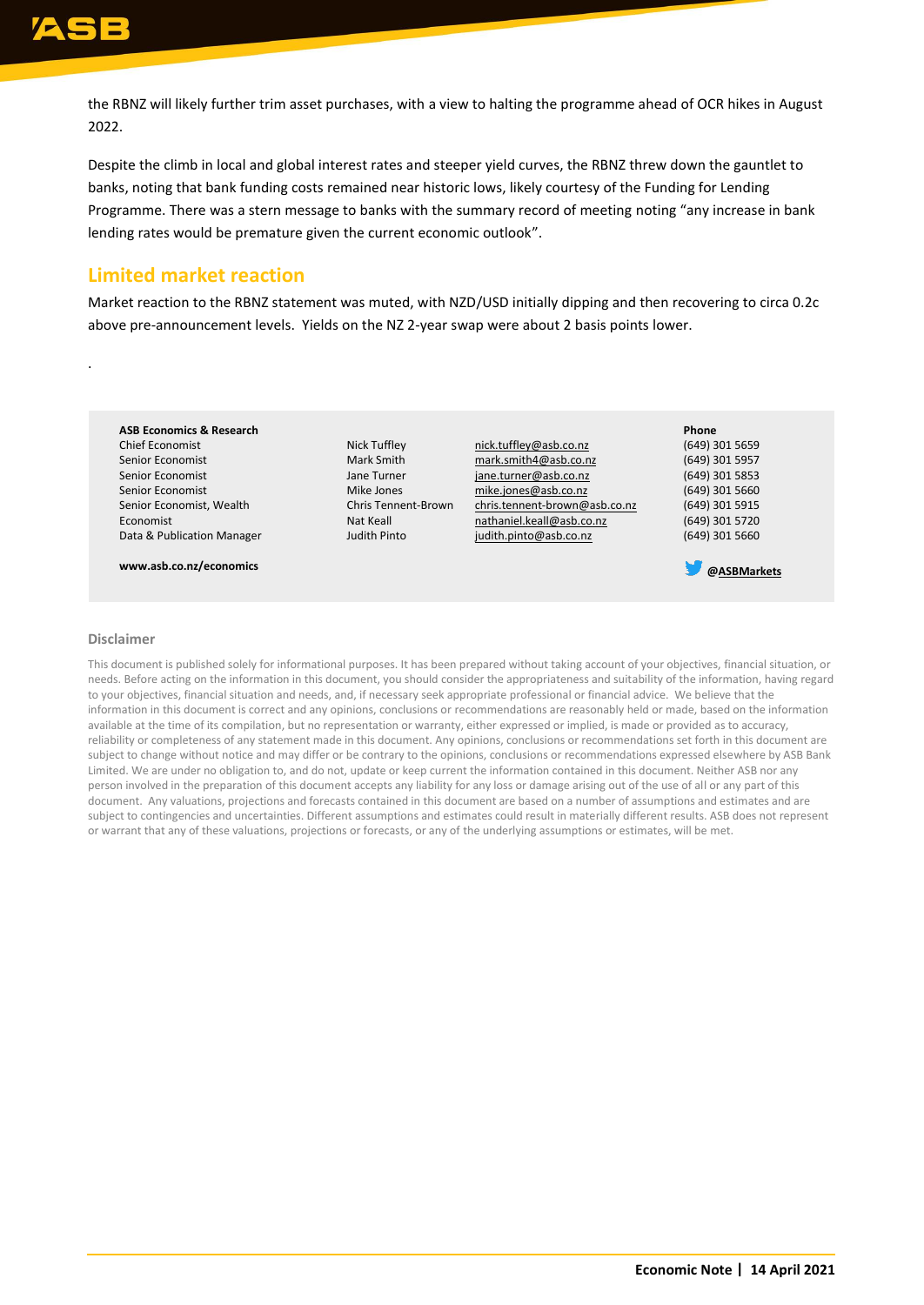the RBNZ will likely further trim asset purchases, with a view to halting the programme ahead of OCR hikes in August 2022.

Despite the climb in local and global interest rates and steeper yield curves, the RBNZ threw down the gauntlet to banks, noting that bank funding costs remained near historic lows, likely courtesy of the Funding for Lending Programme. There was a stern message to banks with the summary record of meeting noting "any increase in bank lending rates would be premature given the current economic outlook".

## Limited market reaction

Market reaction to the RBNZ statement was muted, with NZD/USD initially dipping and then recovering to circa 0.2c above pre-announcement levels. Yields on the NZ 2-year swap were about 2 basis points lower.

.

| **ASB Economics & Research** | | | **Phone** |
| --- | --- | --- | --- |
| Chief Economist | Nick Tuffley | nick.tuffley@asb.co.nz | (649) 301 5659 |
| Senior Economist | Mark Smith | mark.smith4@asb.co.nz | (649) 301 5957 |
| Senior Economist | Jane Turner | jane.turner@asb.co.nz | (649) 301 5853 |
| Senior Economist | Mike Jones | mike.jones@asb.co.nz | (649) 301 5660 |
| Senior Economist, Wealth | Chris Tennent-Brown | chris.tennent-brown@asb.co.nz | (649) 301 5915 |
| Economist | Nat Keall | nathaniel.keall@asb.co.nz | (649) 301 5720 |
| Data & Publication Manager | Judith Pinto | judith.pinto@asb.co.nz | (649) 301 5660 |

**www.asb.co.nz/economics**

**@ASBMarkets**

### Disclaimer

This document is published solely for informational purposes. It has been prepared without taking account of your objectives, financial situation, or needs. Before acting on the information in this document, you should consider the appropriateness and suitability of the information, having regard to your objectives, financial situation and needs, and, if necessary seek appropriate professional or financial advice. We believe that the information in this document is correct and any opinions, conclusions or recommendations are reasonably held or made, based on the information available at the time of its compilation, but no representation or warranty, either expressed or implied, is made or provided as to accuracy, reliability or completeness of any statement made in this document. Any opinions, conclusions or recommendations set forth in this document are subject to change without notice and may differ or be contrary to the opinions, conclusions or recommendations expressed elsewhere by ASB Bank Limited. We are under no obligation to, and do not, update or keep current the information contained in this document. Neither ASB nor any person involved in the preparation of this document accepts any liability for any loss or damage arising out of the use of all or any part of this document. Any valuations, projections and forecasts contained in this document are based on a number of assumptions and estimates and are subject to contingencies and uncertainties. Different assumptions and estimates could result in materially different results. ASB does not represent or warrant that any of these valuations, projections or forecasts, or any of the underlying assumptions or estimates, will be met.